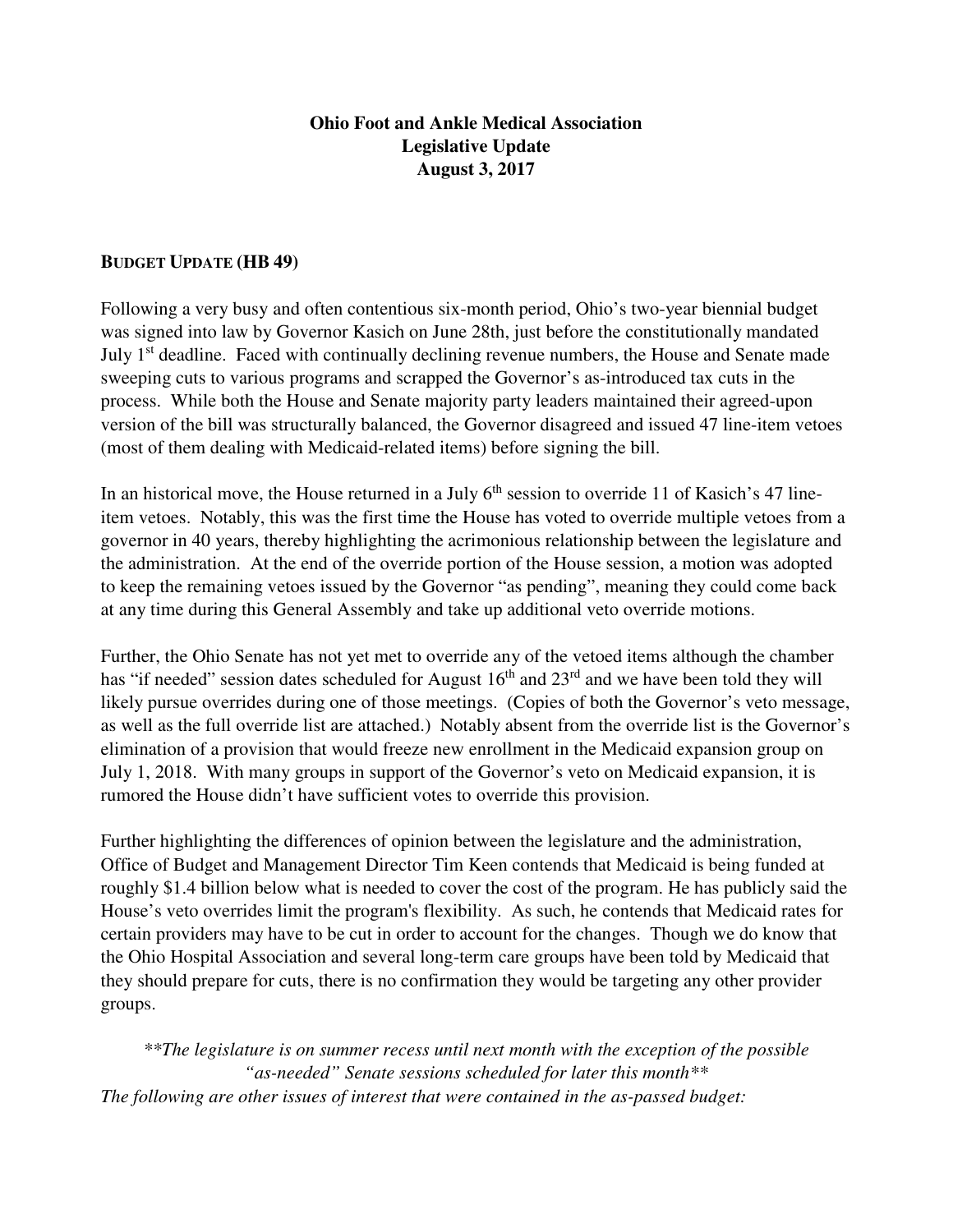**Ohio Foot and Ankle Medical Association**
**Legislative Update**
**August 3, 2017**

**BUDGET UPDATE (HB 49)**

Following a very busy and often contentious six-month period, Ohio's two-year biennial budget was signed into law by Governor Kasich on June 28th, just before the constitutionally mandated July 1st deadline. Faced with continually declining revenue numbers, the House and Senate made sweeping cuts to various programs and scrapped the Governor's as-introduced tax cuts in the process. While both the House and Senate majority party leaders maintained their agreed-upon version of the bill was structurally balanced, the Governor disagreed and issued 47 line-item vetoes (most of them dealing with Medicaid-related items) before signing the bill.

In an historical move, the House returned in a July 6th session to override 11 of Kasich's 47 line-item vetoes. Notably, this was the first time the House has voted to override multiple vetoes from a governor in 40 years, thereby highlighting the acrimonious relationship between the legislature and the administration. At the end of the override portion of the House session, a motion was adopted to keep the remaining vetoes issued by the Governor "as pending", meaning they could come back at any time during this General Assembly and take up additional veto override motions.

Further, the Ohio Senate has not yet met to override any of the vetoed items although the chamber has "if needed" session dates scheduled for August 16th and 23rd and we have been told they will likely pursue overrides during one of those meetings. (Copies of both the Governor's veto message, as well as the full override list are attached.) Notably absent from the override list is the Governor's elimination of a provision that would freeze new enrollment in the Medicaid expansion group on July 1, 2018. With many groups in support of the Governor's veto on Medicaid expansion, it is rumored the House didn't have sufficient votes to override this provision.

Further highlighting the differences of opinion between the legislature and the administration, Office of Budget and Management Director Tim Keen contends that Medicaid is being funded at roughly $1.4 billion below what is needed to cover the cost of the program. He has publicly said the House's veto overrides limit the program's flexibility. As such, he contends that Medicaid rates for certain providers may have to be cut in order to account for the changes. Though we do know that the Ohio Hospital Association and several long-term care groups have been told by Medicaid that they should prepare for cuts, there is no confirmation they would be targeting any other provider groups.

*\*\*The legislature is on summer recess until next month with the exception of the possible "as-needed" Senate sessions scheduled for later this month\*\**

*The following are other issues of interest that were contained in the as-passed budget:*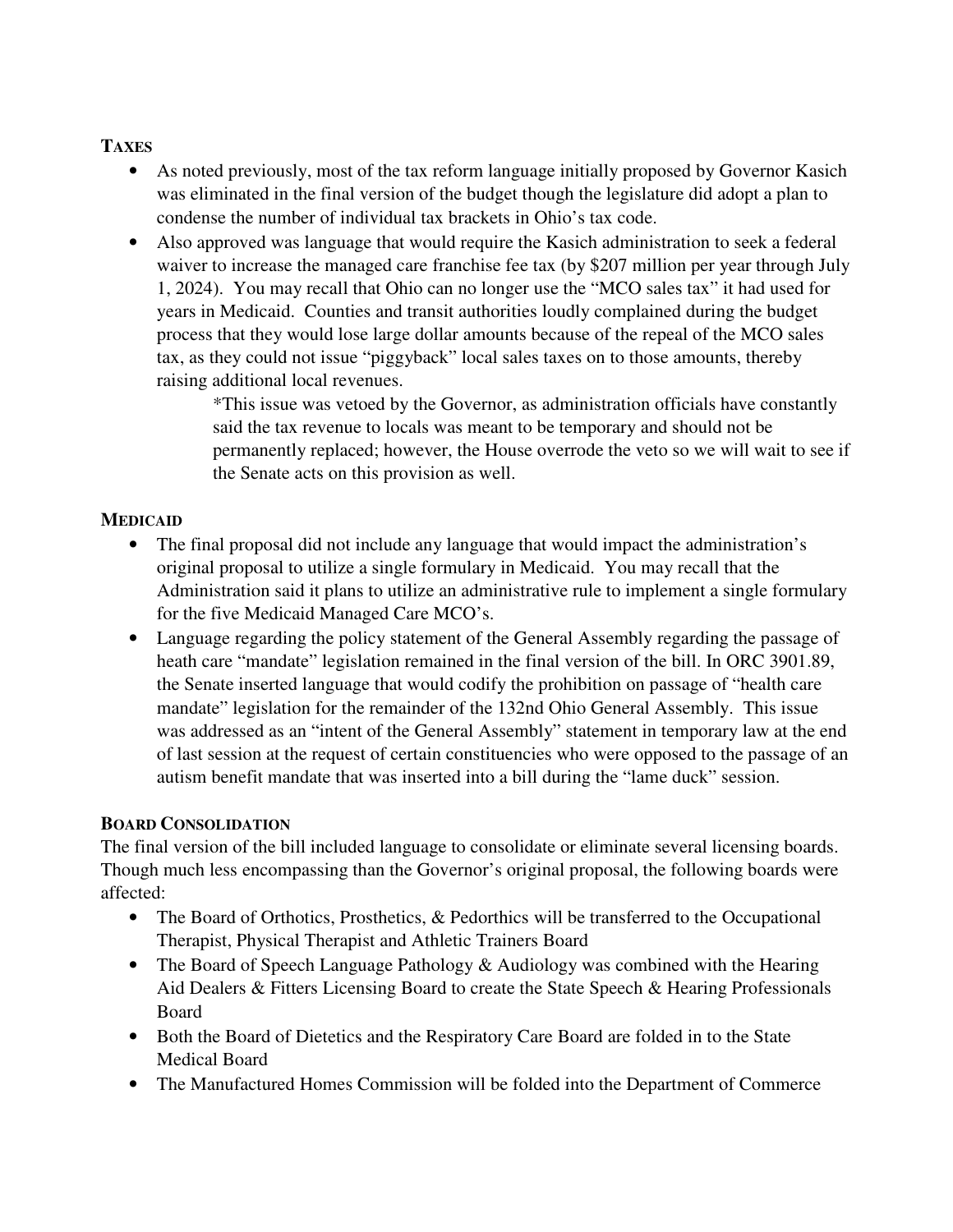**TAXES**

- As noted previously, most of the tax reform language initially proposed by Governor Kasich was eliminated in the final version of the budget though the legislature did adopt a plan to condense the number of individual tax brackets in Ohio's tax code.
- Also approved was language that would require the Kasich administration to seek a federal waiver to increase the managed care franchise fee tax (by $207 million per year through July 1, 2024). You may recall that Ohio can no longer use the "MCO sales tax" it had used for years in Medicaid. Counties and transit authorities loudly complained during the budget process that they would lose large dollar amounts because of the repeal of the MCO sales tax, as they could not issue "piggyback" local sales taxes on to those amounts, thereby raising additional local revenues.

  *This issue was vetoed by the Governor, as administration officials have constantly said the tax revenue to locals was meant to be temporary and should not be permanently replaced; however, the House overrode the veto so we will wait to see if the Senate acts on this provision as well.

**MEDICAID**

- The final proposal did not include any language that would impact the administration's original proposal to utilize a single formulary in Medicaid. You may recall that the Administration said it plans to utilize an administrative rule to implement a single formulary for the five Medicaid Managed Care MCO's.
- Language regarding the policy statement of the General Assembly regarding the passage of heath care "mandate" legislation remained in the final version of the bill. In ORC 3901.89, the Senate inserted language that would codify the prohibition on passage of "health care mandate" legislation for the remainder of the 132nd Ohio General Assembly. This issue was addressed as an "intent of the General Assembly" statement in temporary law at the end of last session at the request of certain constituencies who were opposed to the passage of an autism benefit mandate that was inserted into a bill during the "lame duck" session.

**BOARD CONSOLIDATION**

The final version of the bill included language to consolidate or eliminate several licensing boards. Though much less encompassing than the Governor's original proposal, the following boards were affected:

- The Board of Orthotics, Prosthetics, & Pedorthics will be transferred to the Occupational Therapist, Physical Therapist and Athletic Trainers Board
- The Board of Speech Language Pathology & Audiology was combined with the Hearing Aid Dealers & Fitters Licensing Board to create the State Speech & Hearing Professionals Board
- Both the Board of Dietetics and the Respiratory Care Board are folded in to the State Medical Board
- The Manufactured Homes Commission will be folded into the Department of Commerce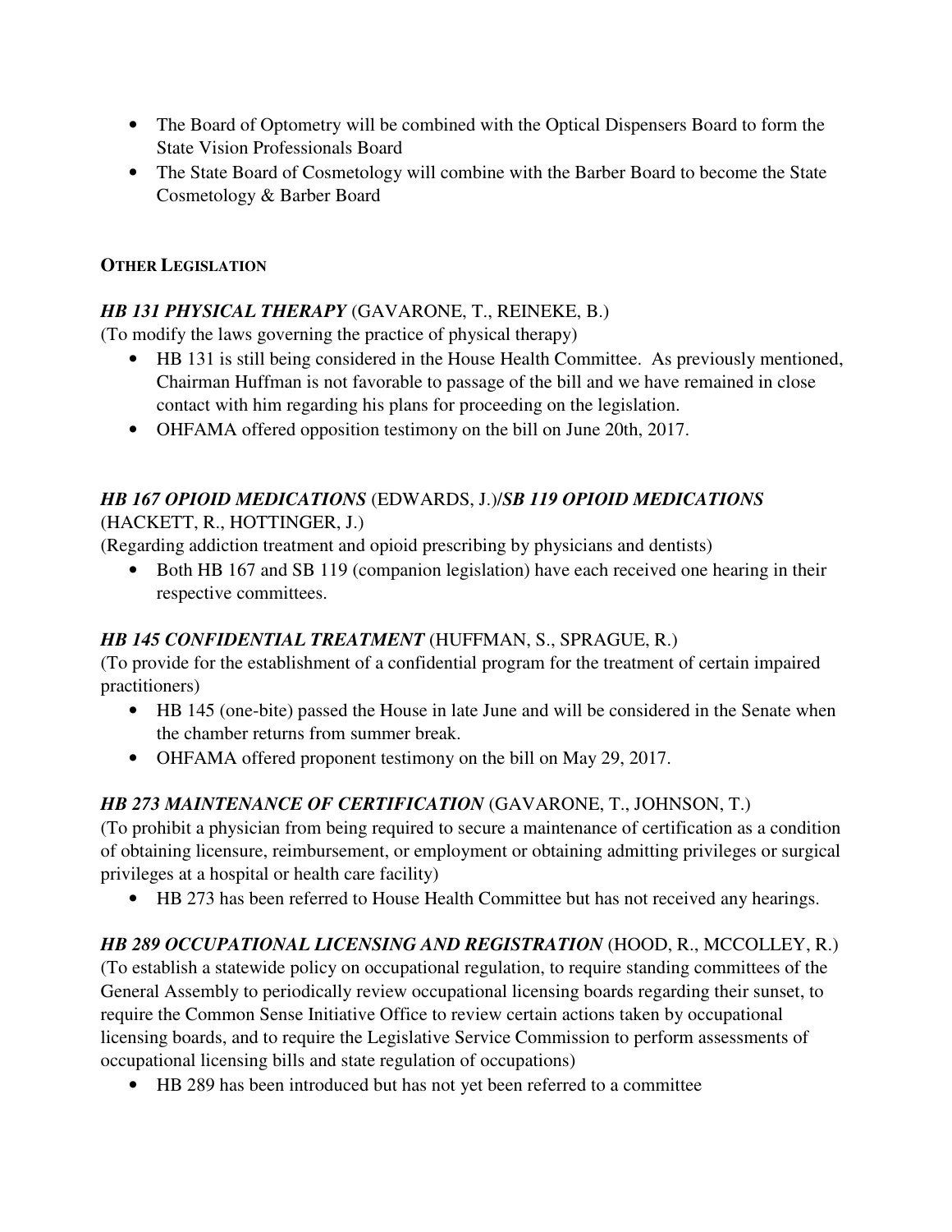- The Board of Optometry will be combined with the Optical Dispensers Board to form the State Vision Professionals Board
- The State Board of Cosmetology will combine with the Barber Board to become the State Cosmetology & Barber Board

**OTHER LEGISLATION**

***HB 131 PHYSICAL THERAPY*** (GAVARONE, T., REINEKE, B.)
(To modify the laws governing the practice of physical therapy)

- HB 131 is still being considered in the House Health Committee. As previously mentioned, Chairman Huffman is not favorable to passage of the bill and we have remained in close contact with him regarding his plans for proceeding on the legislation.
- OHFAMA offered opposition testimony on the bill on June 20th, 2017.

***HB 167 OPIOID MEDICATIONS*** (EDWARDS, J.)/***SB 119 OPIOID MEDICATIONS*** (HACKETT, R., HOTTINGER, J.)
(Regarding addiction treatment and opioid prescribing by physicians and dentists)

- Both HB 167 and SB 119 (companion legislation) have each received one hearing in their respective committees.

***HB 145 CONFIDENTIAL TREATMENT*** (HUFFMAN, S., SPRAGUE, R.)
(To provide for the establishment of a confidential program for the treatment of certain impaired practitioners)

- HB 145 (one-bite) passed the House in late June and will be considered in the Senate when the chamber returns from summer break.
- OHFAMA offered proponent testimony on the bill on May 29, 2017.

***HB 273 MAINTENANCE OF CERTIFICATION*** (GAVARONE, T., JOHNSON, T.)
(To prohibit a physician from being required to secure a maintenance of certification as a condition of obtaining licensure, reimbursement, or employment or obtaining admitting privileges or surgical privileges at a hospital or health care facility)

- HB 273 has been referred to House Health Committee but has not received any hearings.

***HB 289 OCCUPATIONAL LICENSING AND REGISTRATION*** (HOOD, R., MCCOLLEY, R.)
(To establish a statewide policy on occupational regulation, to require standing committees of the General Assembly to periodically review occupational licensing boards regarding their sunset, to require the Common Sense Initiative Office to review certain actions taken by occupational licensing boards, and to require the Legislative Service Commission to perform assessments of occupational licensing bills and state regulation of occupations)

- HB 289 has been introduced but has not yet been referred to a committee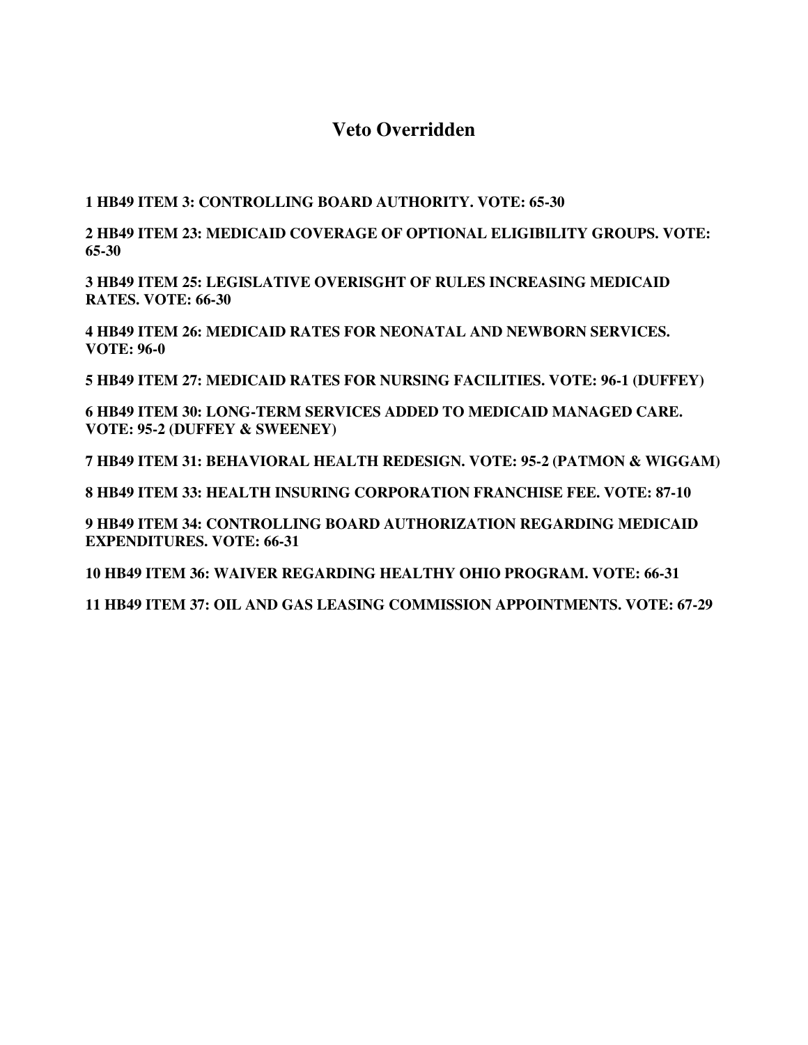## Veto Overridden

**1 HB49 ITEM 3: CONTROLLING BOARD AUTHORITY. VOTE: 65-30**

**2 HB49 ITEM 23: MEDICAID COVERAGE OF OPTIONAL ELIGIBILITY GROUPS. VOTE: 65-30**

**3 HB49 ITEM 25: LEGISLATIVE OVERISGHT OF RULES INCREASING MEDICAID RATES. VOTE: 66-30**

**4 HB49 ITEM 26: MEDICAID RATES FOR NEONATAL AND NEWBORN SERVICES. VOTE: 96-0**

**5 HB49 ITEM 27: MEDICAID RATES FOR NURSING FACILITIES. VOTE: 96-1 (DUFFEY)**

**6 HB49 ITEM 30: LONG-TERM SERVICES ADDED TO MEDICAID MANAGED CARE. VOTE: 95-2 (DUFFEY & SWEENEY)**

**7 HB49 ITEM 31: BEHAVIORAL HEALTH REDESIGN. VOTE: 95-2 (PATMON & WIGGAM)**

**8 HB49 ITEM 33: HEALTH INSURING CORPORATION FRANCHISE FEE. VOTE: 87-10**

**9 HB49 ITEM 34: CONTROLLING BOARD AUTHORIZATION REGARDING MEDICAID EXPENDITURES. VOTE: 66-31**

**10 HB49 ITEM 36: WAIVER REGARDING HEALTHY OHIO PROGRAM. VOTE: 66-31**

**11 HB49 ITEM 37: OIL AND GAS LEASING COMMISSION APPOINTMENTS. VOTE: 67-29**